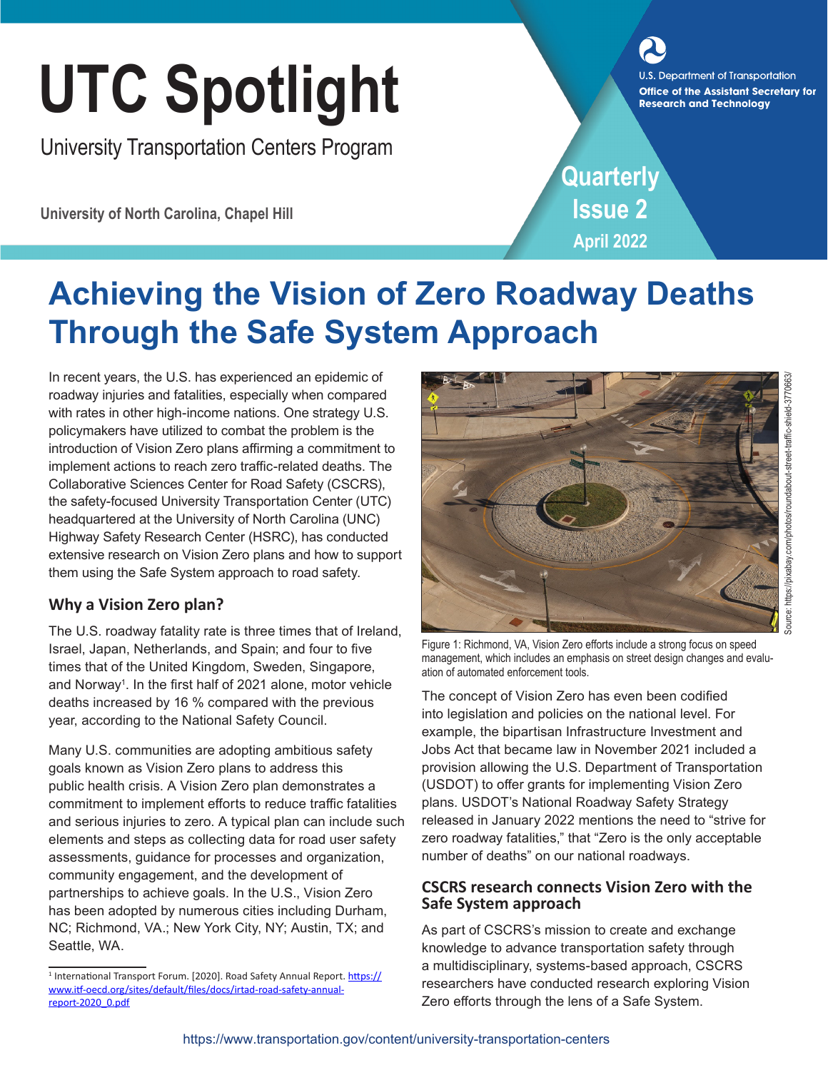# UTC Spotlight

University Transportation Centers Program

University of North Carolina, Chapel Hill

U.S. Department of Transportation
**Office of the Assistant Secretary for Research and Technology**

**Quarterly Issue 2**
**April 2022**

# Achieving the Vision of Zero Roadway Deaths Through the Safe System Approach

In recent years, the U.S. has experienced an epidemic of roadway injuries and fatalities, especially when compared with rates in other high-income nations. One strategy U.S. policymakers have utilized to combat the problem is the introduction of Vision Zero plans affirming a commitment to implement actions to reach zero traffic-related deaths. The Collaborative Sciences Center for Road Safety (CSCRS), the safety-focused University Transportation Center (UTC) headquartered at the University of North Carolina (UNC) Highway Safety Research Center (HSRC), has conducted extensive research on Vision Zero plans and how to support them using the Safe System approach to road safety.

## Why a Vision Zero plan?

The U.S. roadway fatality rate is three times that of Ireland, Israel, Japan, Netherlands, and Spain; and four to five times that of the United Kingdom, Sweden, Singapore, and Norway[1]. In the first half of 2021 alone, motor vehicle deaths increased by 16 % compared with the previous year, according to the National Safety Council.

Many U.S. communities are adopting ambitious safety goals known as Vision Zero plans to address this public health crisis. A Vision Zero plan demonstrates a commitment to implement efforts to reduce traffic fatalities and serious injuries to zero. A typical plan can include such elements and steps as collecting data for road user safety assessments, guidance for processes and organization, community engagement, and the development of partnerships to achieve goals. In the U.S., Vision Zero has been adopted by numerous cities including Durham, NC; Richmond, VA.; New York City, NY; Austin, TX; and Seattle, WA.

[1] International Transport Forum. [2020]. Road Safety Annual Report. https://www.itf-oecd.org/sites/default/files/docs/irtad-road-safety-annual-report-2020_0.pdf

Source: https://pixabay.com/photos/roundabout-street-traffic-shield-3770663/

Figure 1: Richmond, VA, Vision Zero efforts include a strong focus on speed management, which includes an emphasis on street design changes and evaluation of automated enforcement tools.

The concept of Vision Zero has even been codified into legislation and policies on the national level. For example, the bipartisan Infrastructure Investment and Jobs Act that became law in November 2021 included a provision allowing the U.S. Department of Transportation (USDOT) to offer grants for implementing Vision Zero plans. USDOT's National Roadway Safety Strategy released in January 2022 mentions the need to "strive for zero roadway fatalities," that "Zero is the only acceptable number of deaths" on our national roadways.

## CSCRS research connects Vision Zero with the Safe System approach

As part of CSCRS's mission to create and exchange knowledge to advance transportation safety through a multidisciplinary, systems-based approach, CSCRS researchers have conducted research exploring Vision Zero efforts through the lens of a Safe System.

https://www.transportation.gov/content/university-transportation-centers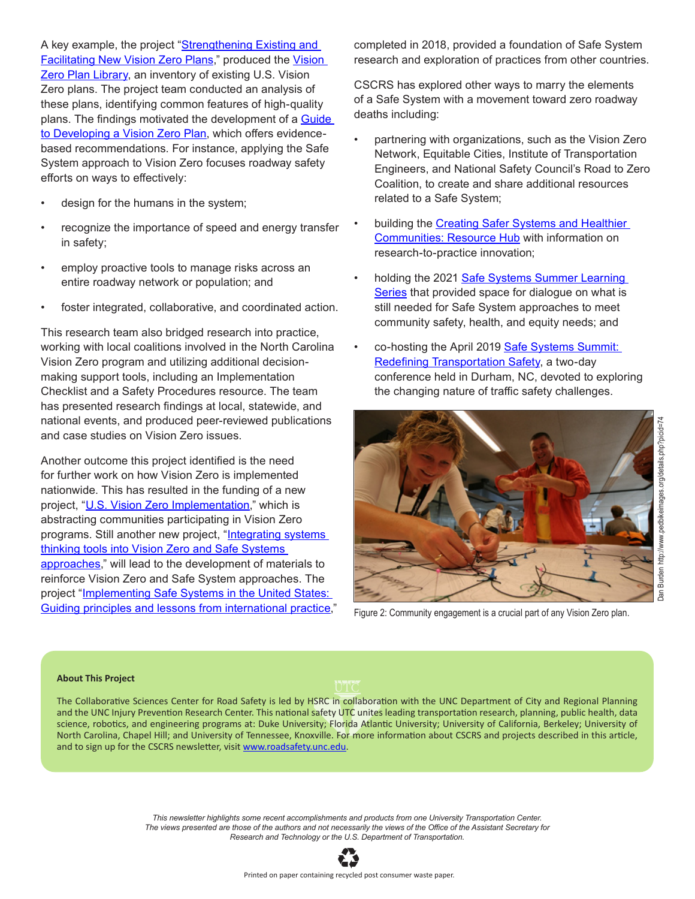A key example, the project "Strengthening Existing and Facilitating New Vision Zero Plans," produced the Vision Zero Plan Library, an inventory of existing U.S. Vision Zero plans. The project team conducted an analysis of these plans, identifying common features of high-quality plans. The findings motivated the development of a Guide to Developing a Vision Zero Plan, which offers evidence-based recommendations. For instance, applying the Safe System approach to Vision Zero focuses roadway safety efforts on ways to effectively:

- design for the humans in the system;
- recognize the importance of speed and energy transfer in safety;
- employ proactive tools to manage risks across an entire roadway network or population; and
- foster integrated, collaborative, and coordinated action.

This research team also bridged research into practice, working with local coalitions involved in the North Carolina Vision Zero program and utilizing additional decision-making support tools, including an Implementation Checklist and a Safety Procedures resource. The team has presented research findings at local, statewide, and national events, and produced peer-reviewed publications and case studies on Vision Zero issues.

Another outcome this project identified is the need for further work on how Vision Zero is implemented nationwide. This has resulted in the funding of a new project, "U.S. Vision Zero Implementation," which is abstracting communities participating in Vision Zero programs. Still another new project, "Integrating systems thinking tools into Vision Zero and Safe Systems approaches," will lead to the development of materials to reinforce Vision Zero and Safe System approaches. The project "Implementing Safe Systems in the United States: Guiding principles and lessons from international practice," completed in 2018, provided a foundation of Safe System research and exploration of practices from other countries.

CSCRS has explored other ways to marry the elements of a Safe System with a movement toward zero roadway deaths including:

- partnering with organizations, such as the Vision Zero Network, Equitable Cities, Institute of Transportation Engineers, and National Safety Council's Road to Zero Coalition, to create and share additional resources related to a Safe System;
- building the Creating Safer Systems and Healthier Communities: Resource Hub with information on research-to-practice innovation;
- holding the 2021 Safe Systems Summer Learning Series that provided space for dialogue on what is still needed for Safe System approaches to meet community safety, health, and equity needs; and
- co-hosting the April 2019 Safe Systems Summit: Redefining Transportation Safety, a two-day conference held in Durham, NC, devoted to exploring the changing nature of traffic safety challenges.

Dan Burden http://www.pedbikeimages.org/details.php?picid=74

Figure 2: Community engagement is a crucial part of any Vision Zero plan.

**About This Project**

The Collaborative Sciences Center for Road Safety is led by HSRC in collaboration with the UNC Department of City and Regional Planning and the UNC Injury Prevention Research Center. This national safety UTC unites leading transportation research, planning, public health, data science, robotics, and engineering programs at: Duke University; Florida Atlantic University; University of California, Berkeley; University of North Carolina, Chapel Hill; and University of Tennessee, Knoxville. For more information about CSCRS and projects described in this article, and to sign up for the CSCRS newsletter, visit www.roadsafety.unc.edu.

*This newsletter highlights some recent accomplishments and products from one University Transportation Center. The views presented are those of the authors and not necessarily the views of the Office of the Assistant Secretary for Research and Technology or the U.S. Department of Transportation.*

Printed on paper containing recycled post consumer waste paper.